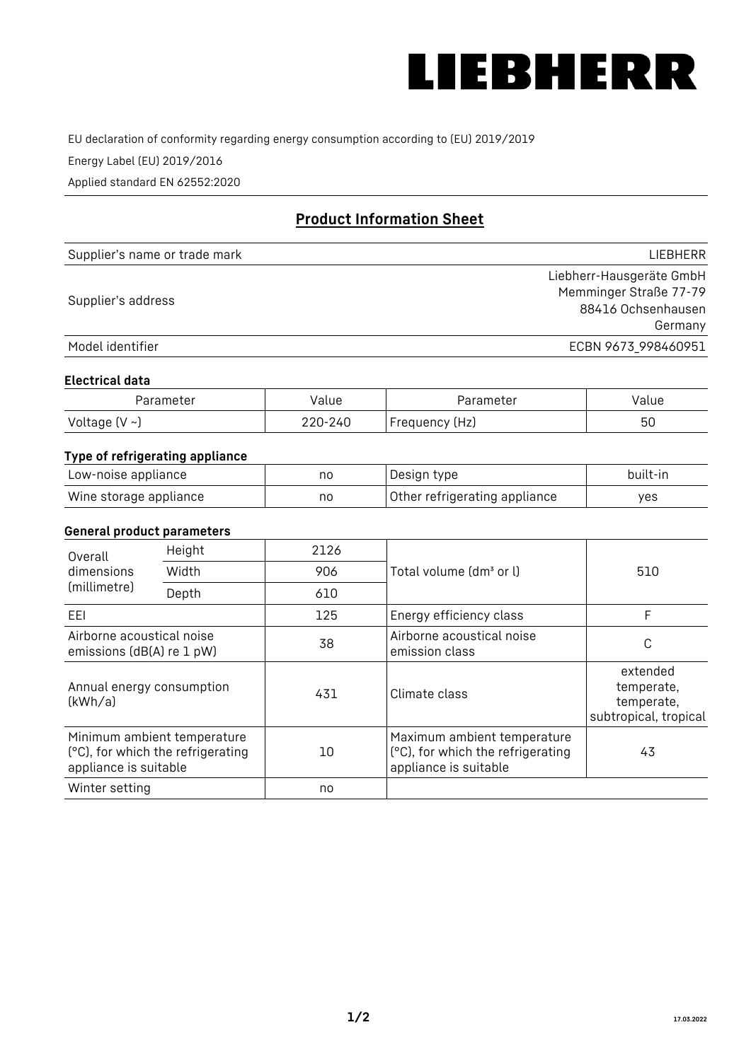# LIEBHERR

EU declaration of conformity regarding energy consumption according to (EU) 2019/2019

Energy Label (EU) 2019/2016

Applied standard EN 62552:2020

## Product Information Sheet

| | |
|---|---|
| Supplier's name or trade mark | LIEBHERR |
| Supplier's address | Liebherr-Hausgeräte GmbH<br>Memminger Straße 77-79<br>88416 Ochsenhausen<br>Germany |
| Model identifier | ECBN 9673_998460951 |

### Electrical data

| Parameter | Value | Parameter | Value |
|---|---|---|---|
| Voltage (V ~) | 220-240 | Frequency (Hz) | 50 |

### Type of refrigerating appliance

| | | | |
|---|---|---|---|
| Low-noise appliance | no | Design type | built-in |
| Wine storage appliance | no | Other refrigerating appliance | yes |

### General product parameters

| | | | | |
|---|---|---|---|---|
| Overall dimensions (millimetre) | Height | 2126 | Total volume (dm³ or l) | 510 |
| | Width | 906 | | |
| | Depth | 610 | | |
| EEI | | 125 | Energy efficiency class | F |
| Airborne acoustical noise emissions (dB(A) re 1 pW) | | 38 | Airborne acoustical noise emission class | C |
| Annual energy consumption (kWh/a) | | 431 | Climate class | extended temperate, temperate, subtropical, tropical |
| Minimum ambient temperature (°C), for which the refrigerating appliance is suitable | | 10 | Maximum ambient temperature (°C), for which the refrigerating appliance is suitable | 43 |
| Winter setting | | no | | |

17.03.2022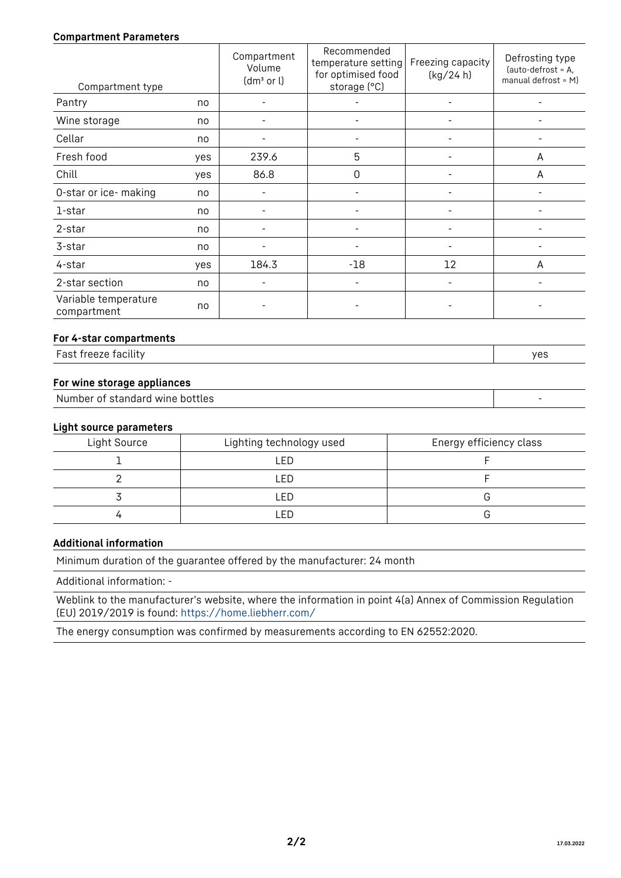**Compartment Parameters**

| Compartment type | | Compartment Volume (dm³ or l) | Recommended temperature setting for optimised food storage (°C) | Freezing capacity (kg/24 h) | Defrosting type (auto-defrost = A, manual defrost = M) |
|---|---|---|---|---|---|
| Pantry | no | - | - | - | - |
| Wine storage | no | - | - | - | - |
| Cellar | no | - | - | - | - |
| Fresh food | yes | 239.6 | 5 | - | A |
| Chill | yes | 86.8 | 0 | - | A |
| 0-star or ice- making | no | - | - | - | - |
| 1-star | no | - | - | - | - |
| 2-star | no | - | - | - | - |
| 3-star | no | - | - | - | - |
| 4-star | yes | 184.3 | -18 | 12 | A |
| 2-star section | no | - | - | - | - |
| Variable temperature compartment | no | - | - | - | - |

**For 4-star compartments**

| | |
|---|---|
| Fast freeze facility | yes |

**For wine storage appliances**

| | |
|---|---|
| Number of standard wine bottles | - |

**Light source parameters**

| Light Source | Lighting technology used | Energy efficiency class |
|---|---|---|
| 1 | LED | F |
| 2 | LED | F |
| 3 | LED | G |
| 4 | LED | G |

**Additional information**

Minimum duration of the guarantee offered by the manufacturer: 24 month

Additional information: -

Weblink to the manufacturer's website, where the information in point 4(a) Annex of Commission Regulation (EU) 2019/2019 is found: https://home.liebherr.com/

The energy consumption was confirmed by measurements according to EN 62552:2020.

17.03.2022